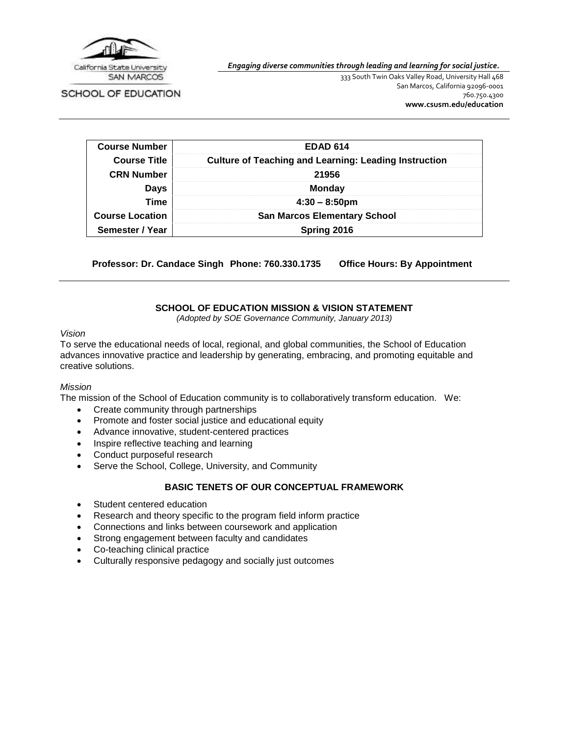California State University SAN MARCOS

SCHOOL OF EDUCATION

*Engaging diverse communities through leading and learning for social justice.*

333 South Twin Oaks Valley Road, University Hall 468
San Marcos, California 92096-0001
760.750.4300
**www.csusm.edu/education**

| | |
|---|---|
| **Course Number** | **EDAD 614** |
| **Course Title** | **Culture of Teaching and Learning: Leading Instruction** |
| **CRN Number** | **21956** |
| **Days** | **Monday** |
| **Time** | **4:30 – 8:50pm** |
| **Course Location** | **San Marcos Elementary School** |
| **Semester / Year** | **Spring 2016** |

**Professor: Dr. Candace Singh Phone: 760.330.1735 Office Hours: By Appointment**

## SCHOOL OF EDUCATION MISSION & VISION STATEMENT

*(Adopted by SOE Governance Community, January 2013)*

*Vision*

To serve the educational needs of local, regional, and global communities, the School of Education advances innovative practice and leadership by generating, embracing, and promoting equitable and creative solutions.

*Mission*

The mission of the School of Education community is to collaboratively transform education. We:

- Create community through partnerships
- Promote and foster social justice and educational equity
- Advance innovative, student-centered practices
- Inspire reflective teaching and learning
- Conduct purposeful research
- Serve the School, College, University, and Community

## BASIC TENETS OF OUR CONCEPTUAL FRAMEWORK

- Student centered education
- Research and theory specific to the program field inform practice
- Connections and links between coursework and application
- Strong engagement between faculty and candidates
- Co-teaching clinical practice
- Culturally responsive pedagogy and socially just outcomes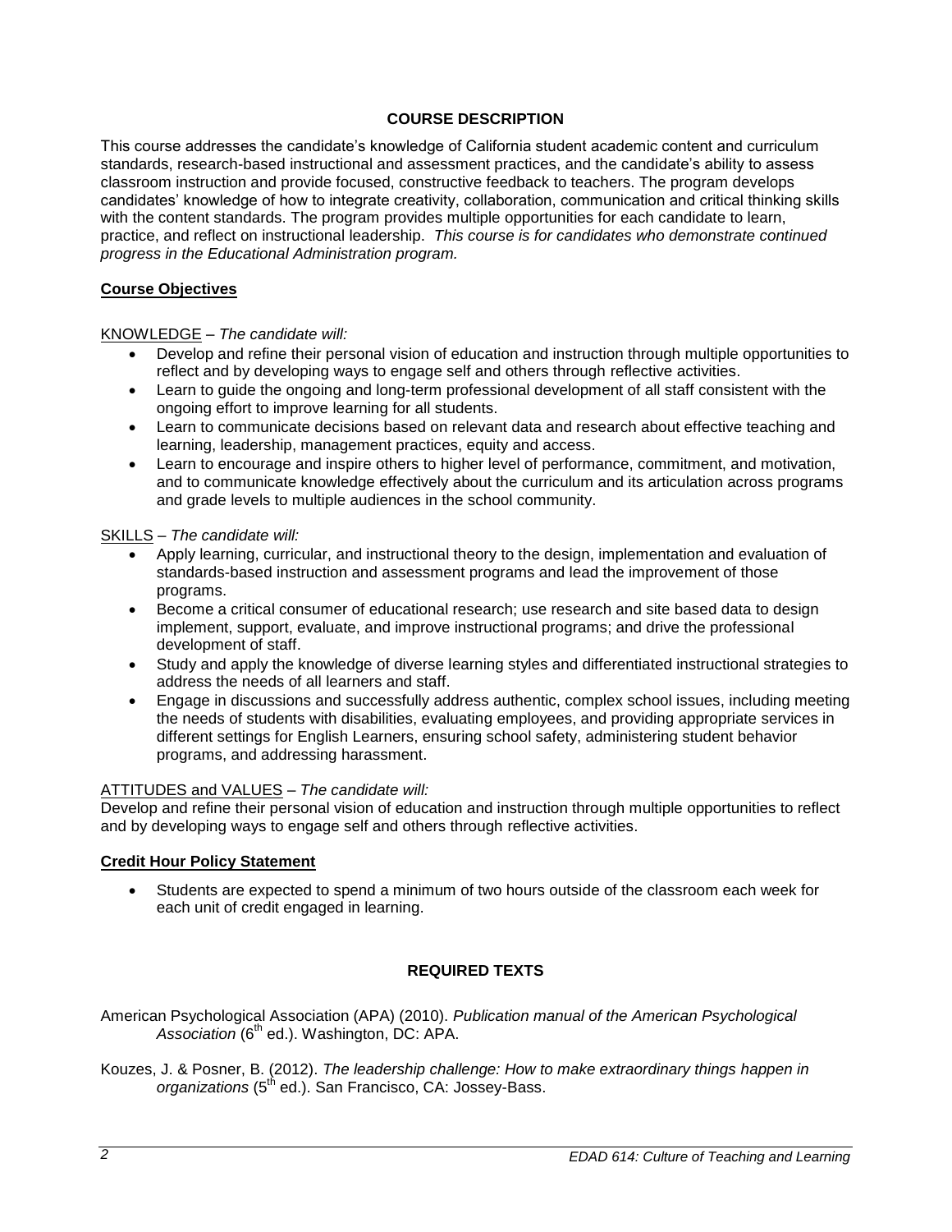## COURSE DESCRIPTION

This course addresses the candidate's knowledge of California student academic content and curriculum standards, research-based instructional and assessment practices, and the candidate's ability to assess classroom instruction and provide focused, constructive feedback to teachers. The program develops candidates' knowledge of how to integrate creativity, collaboration, communication and critical thinking skills with the content standards. The program provides multiple opportunities for each candidate to learn, practice, and reflect on instructional leadership. *This course is for candidates who demonstrate continued progress in the Educational Administration program.*

### Course Objectives

KNOWLEDGE – *The candidate will:*

- Develop and refine their personal vision of education and instruction through multiple opportunities to reflect and by developing ways to engage self and others through reflective activities.
- Learn to guide the ongoing and long-term professional development of all staff consistent with the ongoing effort to improve learning for all students.
- Learn to communicate decisions based on relevant data and research about effective teaching and learning, leadership, management practices, equity and access.
- Learn to encourage and inspire others to higher level of performance, commitment, and motivation, and to communicate knowledge effectively about the curriculum and its articulation across programs and grade levels to multiple audiences in the school community.

SKILLS – *The candidate will:*

- Apply learning, curricular, and instructional theory to the design, implementation and evaluation of standards-based instruction and assessment programs and lead the improvement of those programs.
- Become a critical consumer of educational research; use research and site based data to design implement, support, evaluate, and improve instructional programs; and drive the professional development of staff.
- Study and apply the knowledge of diverse learning styles and differentiated instructional strategies to address the needs of all learners and staff.
- Engage in discussions and successfully address authentic, complex school issues, including meeting the needs of students with disabilities, evaluating employees, and providing appropriate services in different settings for English Learners, ensuring school safety, administering student behavior programs, and addressing harassment.

ATTITUDES and VALUES – *The candidate will:*

Develop and refine their personal vision of education and instruction through multiple opportunities to reflect and by developing ways to engage self and others through reflective activities.

### Credit Hour Policy Statement

- Students are expected to spend a minimum of two hours outside of the classroom each week for each unit of credit engaged in learning.

## REQUIRED TEXTS

American Psychological Association (APA) (2010). *Publication manual of the American Psychological Association* (6th ed.). Washington, DC: APA.

Kouzes, J. & Posner, B. (2012). *The leadership challenge: How to make extraordinary things happen in organizations* (5th ed.). San Francisco, CA: Jossey-Bass.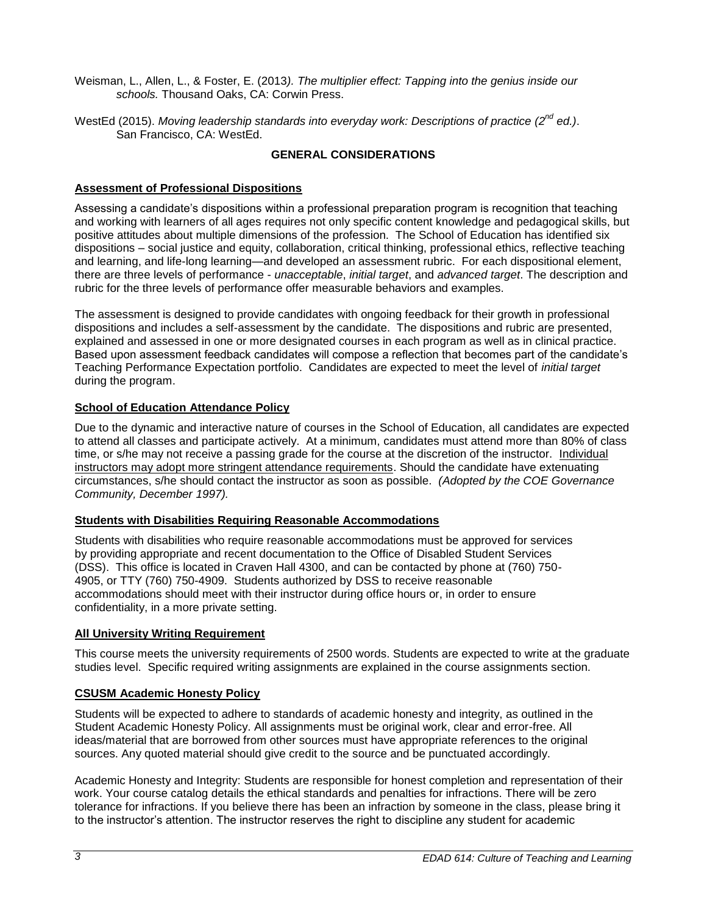Weisman, L., Allen, L., & Foster, E. (2013*). The multiplier effect: Tapping into the genius inside our schools.* Thousand Oaks, CA: Corwin Press.

WestEd (2015). *Moving leadership standards into everyday work: Descriptions of practice (2nd ed.)*. San Francisco, CA: WestEd.

## GENERAL CONSIDERATIONS

### Assessment of Professional Dispositions

Assessing a candidate's dispositions within a professional preparation program is recognition that teaching and working with learners of all ages requires not only specific content knowledge and pedagogical skills, but positive attitudes about multiple dimensions of the profession. The School of Education has identified six dispositions – social justice and equity, collaboration, critical thinking, professional ethics, reflective teaching and learning, and life-long learning—and developed an assessment rubric. For each dispositional element, there are three levels of performance - *unacceptable*, *initial target*, and *advanced target*. The description and rubric for the three levels of performance offer measurable behaviors and examples.

The assessment is designed to provide candidates with ongoing feedback for their growth in professional dispositions and includes a self-assessment by the candidate. The dispositions and rubric are presented, explained and assessed in one or more designated courses in each program as well as in clinical practice. Based upon assessment feedback candidates will compose a reflection that becomes part of the candidate's Teaching Performance Expectation portfolio. Candidates are expected to meet the level of *initial target* during the program.

### School of Education Attendance Policy

Due to the dynamic and interactive nature of courses in the School of Education, all candidates are expected to attend all classes and participate actively. At a minimum, candidates must attend more than 80% of class time, or s/he may not receive a passing grade for the course at the discretion of the instructor. Individual instructors may adopt more stringent attendance requirements. Should the candidate have extenuating circumstances, s/he should contact the instructor as soon as possible. *(Adopted by the COE Governance Community, December 1997).*

### Students with Disabilities Requiring Reasonable Accommodations

Students with disabilities who require reasonable accommodations must be approved for services by providing appropriate and recent documentation to the Office of Disabled Student Services (DSS). This office is located in Craven Hall 4300, and can be contacted by phone at (760) 750-4905, or TTY (760) 750-4909. Students authorized by DSS to receive reasonable accommodations should meet with their instructor during office hours or, in order to ensure confidentiality, in a more private setting.

### All University Writing Requirement

This course meets the university requirements of 2500 words. Students are expected to write at the graduate studies level. Specific required writing assignments are explained in the course assignments section.

### CSUSM Academic Honesty Policy

Students will be expected to adhere to standards of academic honesty and integrity, as outlined in the Student Academic Honesty Policy. All assignments must be original work, clear and error-free. All ideas/material that are borrowed from other sources must have appropriate references to the original sources. Any quoted material should give credit to the source and be punctuated accordingly.

Academic Honesty and Integrity: Students are responsible for honest completion and representation of their work. Your course catalog details the ethical standards and penalties for infractions. There will be zero tolerance for infractions. If you believe there has been an infraction by someone in the class, please bring it to the instructor's attention. The instructor reserves the right to discipline any student for academic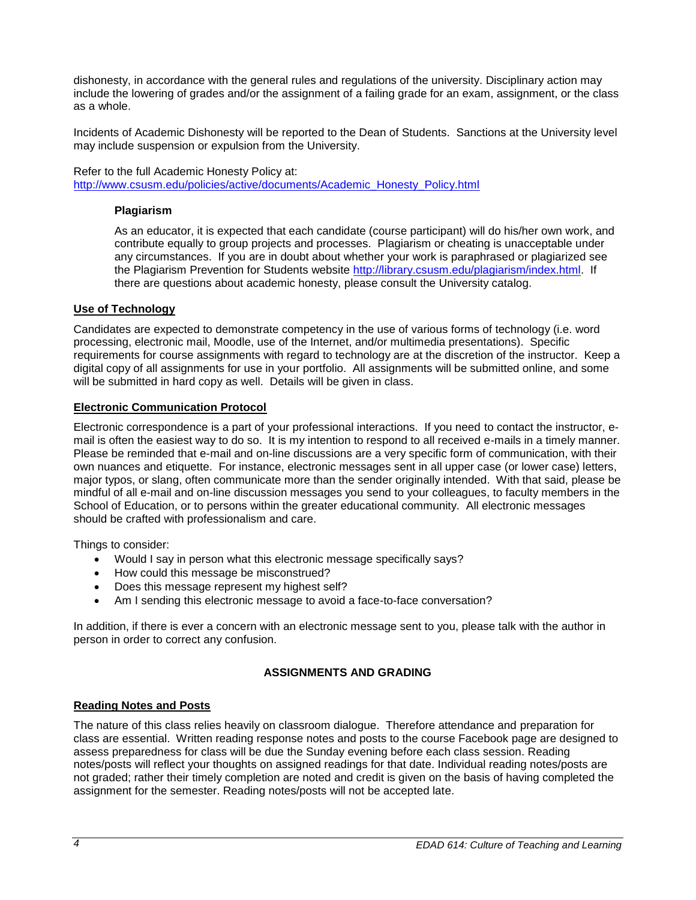dishonesty, in accordance with the general rules and regulations of the university. Disciplinary action may include the lowering of grades and/or the assignment of a failing grade for an exam, assignment, or the class as a whole.

Incidents of Academic Dishonesty will be reported to the Dean of Students. Sanctions at the University level may include suspension or expulsion from the University.

Refer to the full Academic Honesty Policy at:
http://www.csusm.edu/policies/active/documents/Academic_Honesty_Policy.html

### Plagiarism

As an educator, it is expected that each candidate (course participant) will do his/her own work, and contribute equally to group projects and processes. Plagiarism or cheating is unacceptable under any circumstances. If you are in doubt about whether your work is paraphrased or plagiarized see the Plagiarism Prevention for Students website http://library.csusm.edu/plagiarism/index.html. If there are questions about academic honesty, please consult the University catalog.

## Use of Technology

Candidates are expected to demonstrate competency in the use of various forms of technology (i.e. word processing, electronic mail, Moodle, use of the Internet, and/or multimedia presentations). Specific requirements for course assignments with regard to technology are at the discretion of the instructor. Keep a digital copy of all assignments for use in your portfolio. All assignments will be submitted online, and some will be submitted in hard copy as well. Details will be given in class.

## Electronic Communication Protocol

Electronic correspondence is a part of your professional interactions. If you need to contact the instructor, e-mail is often the easiest way to do so. It is my intention to respond to all received e-mails in a timely manner. Please be reminded that e-mail and on-line discussions are a very specific form of communication, with their own nuances and etiquette. For instance, electronic messages sent in all upper case (or lower case) letters, major typos, or slang, often communicate more than the sender originally intended. With that said, please be mindful of all e-mail and on-line discussion messages you send to your colleagues, to faculty members in the School of Education, or to persons within the greater educational community. All electronic messages should be crafted with professionalism and care.

Things to consider:

- Would I say in person what this electronic message specifically says?
- How could this message be misconstrued?
- Does this message represent my highest self?
- Am I sending this electronic message to avoid a face-to-face conversation?

In addition, if there is ever a concern with an electronic message sent to you, please talk with the author in person in order to correct any confusion.

# ASSIGNMENTS AND GRADING

## Reading Notes and Posts

The nature of this class relies heavily on classroom dialogue. Therefore attendance and preparation for class are essential. Written reading response notes and posts to the course Facebook page are designed to assess preparedness for class will be due the Sunday evening before each class session. Reading notes/posts will reflect your thoughts on assigned readings for that date. Individual reading notes/posts are not graded; rather their timely completion are noted and credit is given on the basis of having completed the assignment for the semester. Reading notes/posts will not be accepted late.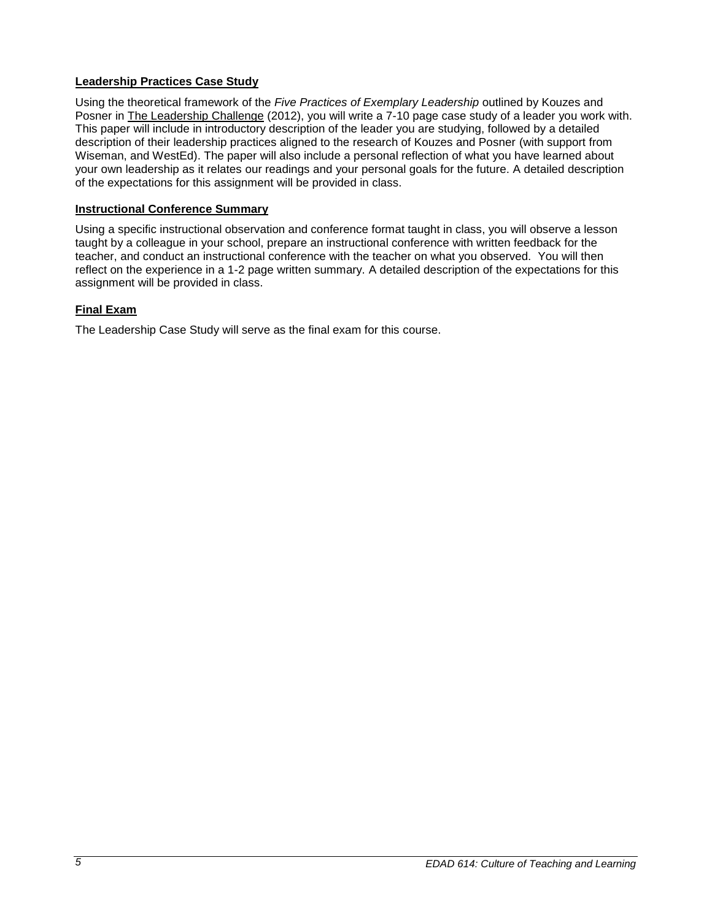**Leadership Practices Case Study**

Using the theoretical framework of the *Five Practices of Exemplary Leadership* outlined by Kouzes and Posner in The Leadership Challenge (2012), you will write a 7-10 page case study of a leader you work with. This paper will include in introductory description of the leader you are studying, followed by a detailed description of their leadership practices aligned to the research of Kouzes and Posner (with support from Wiseman, and WestEd). The paper will also include a personal reflection of what you have learned about your own leadership as it relates our readings and your personal goals for the future. A detailed description of the expectations for this assignment will be provided in class.

**Instructional Conference Summary**

Using a specific instructional observation and conference format taught in class, you will observe a lesson taught by a colleague in your school, prepare an instructional conference with written feedback for the teacher, and conduct an instructional conference with the teacher on what you observed. You will then reflect on the experience in a 1-2 page written summary. A detailed description of the expectations for this assignment will be provided in class.

**Final Exam**

The Leadership Case Study will serve as the final exam for this course.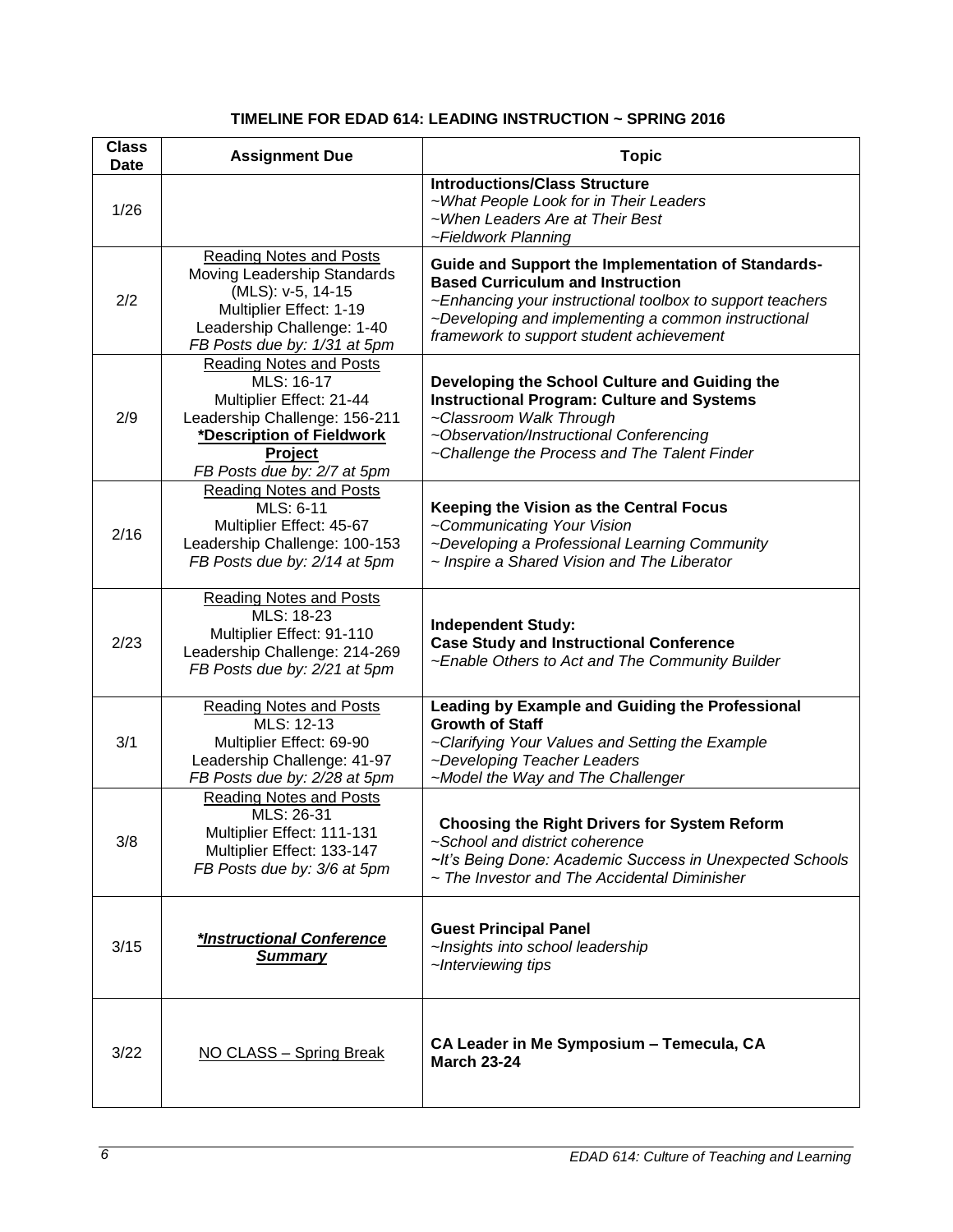**TIMELINE FOR EDAD 614: LEADING INSTRUCTION ~ SPRING 2016**

| Class Date | Assignment Due | Topic |
|---|---|---|
| 1/26 | | **Introductions/Class Structure**<br>*~What People Look for in Their Leaders*<br>*~When Leaders Are at Their Best*<br>*~Fieldwork Planning* |
| 2/2 | Reading Notes and Posts<br>Moving Leadership Standards (MLS): v-5, 14-15<br>Multiplier Effect: 1-19<br>Leadership Challenge: 1-40<br>*FB Posts due by: 1/31 at 5pm* | **Guide and Support the Implementation of Standards-Based Curriculum and Instruction**<br>*~Enhancing your instructional toolbox to support teachers*<br>*~Developing and implementing a common instructional framework to support student achievement* |
| 2/9 | Reading Notes and Posts<br>MLS: 16-17<br>Multiplier Effect: 21-44<br>Leadership Challenge: 156-211<br>**\*Description of Fieldwork Project**<br>*FB Posts due by: 2/7 at 5pm* | **Developing the School Culture and Guiding the Instructional Program: Culture and Systems**<br>*~Classroom Walk Through*<br>*~Observation/Instructional Conferencing*<br>*~Challenge the Process and The Talent Finder* |
| 2/16 | Reading Notes and Posts<br>MLS: 6-11<br>Multiplier Effect: 45-67<br>Leadership Challenge: 100-153<br>*FB Posts due by: 2/14 at 5pm* | **Keeping the Vision as the Central Focus**<br>*~Communicating Your Vision*<br>*~Developing a Professional Learning Community*<br>*~ Inspire a Shared Vision and The Liberator* |
| 2/23 | Reading Notes and Posts<br>MLS: 18-23<br>Multiplier Effect: 91-110<br>Leadership Challenge: 214-269<br>*FB Posts due by: 2/21 at 5pm* | **Independent Study:**<br>**Case Study and Instructional Conference**<br>*~Enable Others to Act and The Community Builder* |
| 3/1 | Reading Notes and Posts<br>MLS: 12-13<br>Multiplier Effect: 69-90<br>Leadership Challenge: 41-97<br>*FB Posts due by: 2/28 at 5pm* | **Leading by Example and Guiding the Professional Growth of Staff**<br>*~Clarifying Your Values and Setting the Example*<br>*~Developing Teacher Leaders*<br>*~Model the Way and The Challenger* |
| 3/8 | Reading Notes and Posts<br>MLS: 26-31<br>Multiplier Effect: 111-131<br>Multiplier Effect: 133-147<br>*FB Posts due by: 3/6 at 5pm* | **Choosing the Right Drivers for System Reform**<br>*~School and district coherence*<br>*~It's Being Done: Academic Success in Unexpected Schools*<br>*~ The Investor and The Accidental Diminisher* |
| 3/15 | ***\*Instructional Conference Summary*** | **Guest Principal Panel**<br>*~Insights into school leadership*<br>*~Interviewing tips* |
| 3/22 | NO CLASS – Spring Break | **CA Leader in Me Symposium – Temecula, CA**<br>**March 23-24** |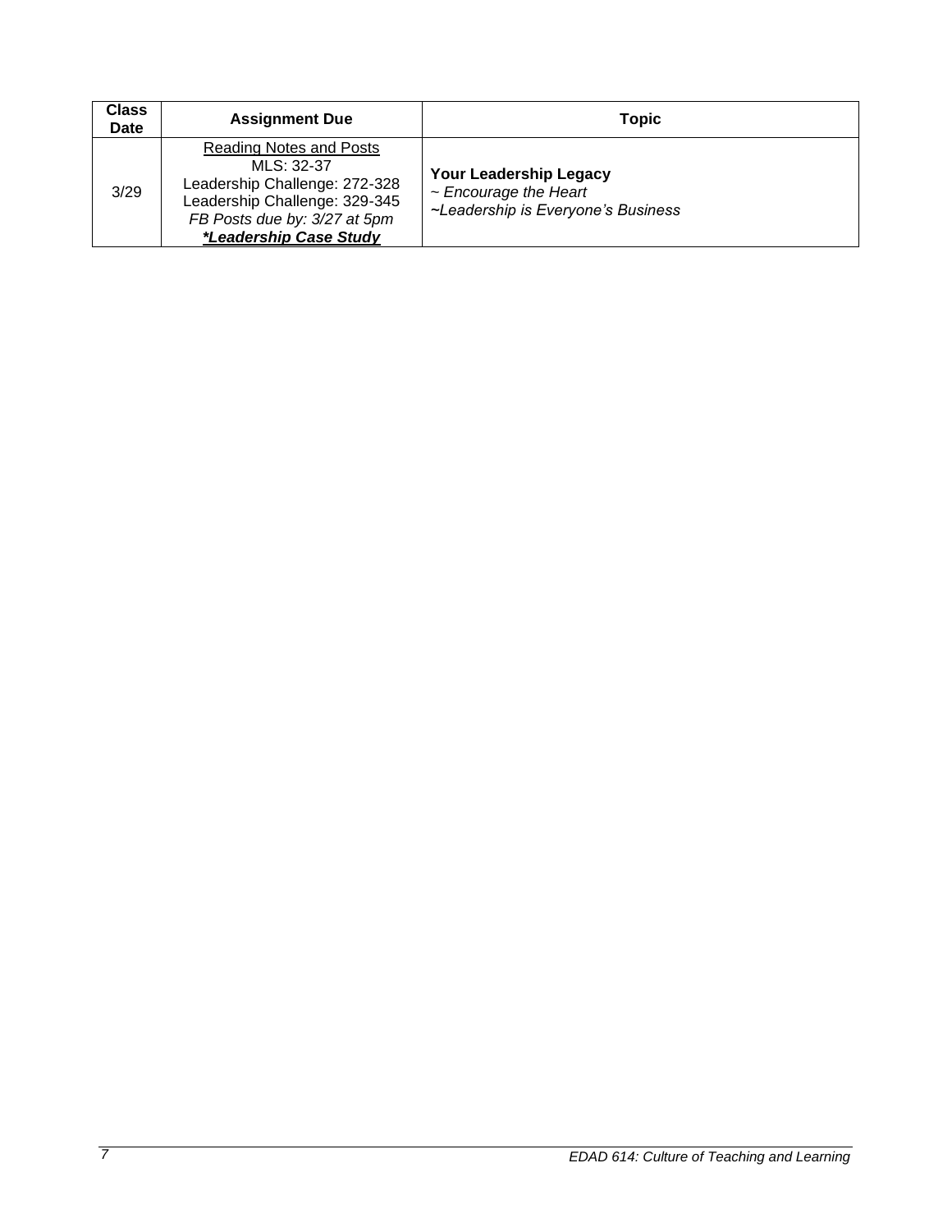| Class Date | Assignment Due | Topic |
|---|---|---|
| 3/29 | Reading Notes and Posts<br>MLS: 32-37<br>Leadership Challenge: 272-328<br>Leadership Challenge: 329-345<br>*FB Posts due by: 3/27 at 5pm*<br>***\*Leadership Case Study*** | **Your Leadership Legacy**<br>*~ Encourage the Heart*<br>*~Leadership is Everyone's Business* |